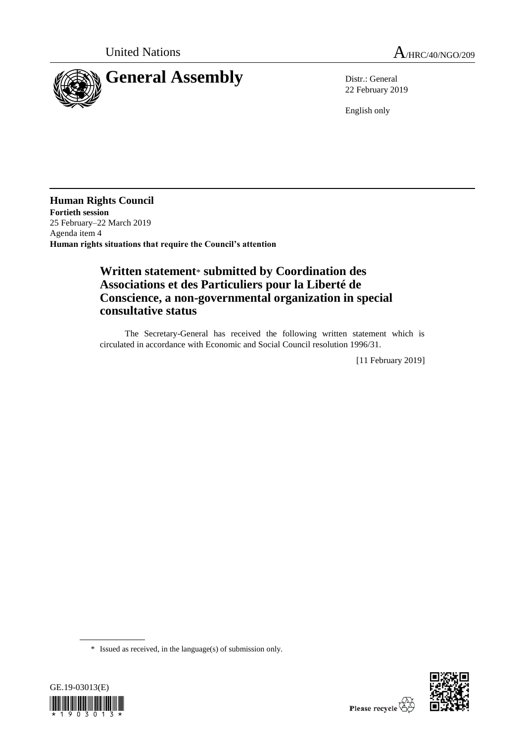United Nations

A/HRC/40/NGO/209

# General Assembly

Distr.: General
22 February 2019

English only

**Human Rights Council**
**Fortieth session**
25 February–22 March 2019
Agenda item 4
**Human rights situations that require the Council's attention**

## Written statement* submitted by Coordination des Associations et des Particuliers pour la Liberté de Conscience, a non-governmental organization in special consultative status

The Secretary-General has received the following written statement which is circulated in accordance with Economic and Social Council resolution 1996/31.

[11 February 2019]

\* Issued as received, in the language(s) of submission only.

GE.19-03013(E)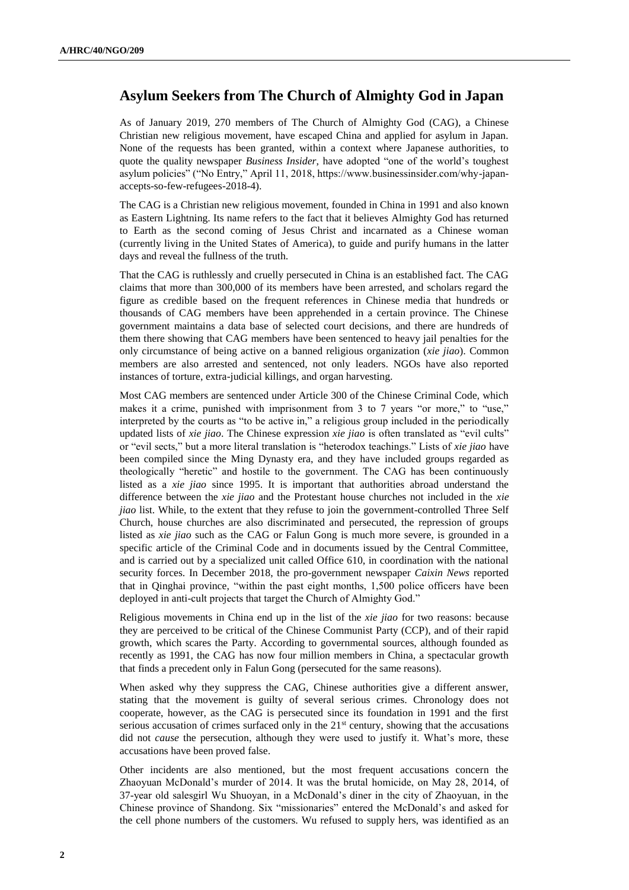## Asylum Seekers from The Church of Almighty God in Japan

As of January 2019, 270 members of The Church of Almighty God (CAG), a Chinese Christian new religious movement, have escaped China and applied for asylum in Japan. None of the requests has been granted, within a context where Japanese authorities, to quote the quality newspaper *Business Insider*, have adopted "one of the world's toughest asylum policies" ("No Entry," April 11, 2018, https://www.businessinsider.com/why-japan-accepts-so-few-refugees-2018-4).

The CAG is a Christian new religious movement, founded in China in 1991 and also known as Eastern Lightning. Its name refers to the fact that it believes Almighty God has returned to Earth as the second coming of Jesus Christ and incarnated as a Chinese woman (currently living in the United States of America), to guide and purify humans in the latter days and reveal the fullness of the truth.

That the CAG is ruthlessly and cruelly persecuted in China is an established fact. The CAG claims that more than 300,000 of its members have been arrested, and scholars regard the figure as credible based on the frequent references in Chinese media that hundreds or thousands of CAG members have been apprehended in a certain province. The Chinese government maintains a data base of selected court decisions, and there are hundreds of them there showing that CAG members have been sentenced to heavy jail penalties for the only circumstance of being active on a banned religious organization (*xie jiao*). Common members are also arrested and sentenced, not only leaders. NGOs have also reported instances of torture, extra-judicial killings, and organ harvesting.

Most CAG members are sentenced under Article 300 of the Chinese Criminal Code, which makes it a crime, punished with imprisonment from 3 to 7 years "or more," to "use," interpreted by the courts as "to be active in," a religious group included in the periodically updated lists of *xie jiao*. The Chinese expression *xie jiao* is often translated as "evil cults" or "evil sects," but a more literal translation is "heterodox teachings." Lists of *xie jiao* have been compiled since the Ming Dynasty era, and they have included groups regarded as theologically "heretic" and hostile to the government. The CAG has been continuously listed as a *xie jiao* since 1995. It is important that authorities abroad understand the difference between the *xie jiao* and the Protestant house churches not included in the *xie jiao* list. While, to the extent that they refuse to join the government-controlled Three Self Church, house churches are also discriminated and persecuted, the repression of groups listed as *xie jiao* such as the CAG or Falun Gong is much more severe, is grounded in a specific article of the Criminal Code and in documents issued by the Central Committee, and is carried out by a specialized unit called Office 610, in coordination with the national security forces. In December 2018, the pro-government newspaper *Caixin News* reported that in Qinghai province, "within the past eight months, 1,500 police officers have been deployed in anti-cult projects that target the Church of Almighty God."

Religious movements in China end up in the list of the *xie jiao* for two reasons: because they are perceived to be critical of the Chinese Communist Party (CCP), and of their rapid growth, which scares the Party. According to governmental sources, although founded as recently as 1991, the CAG has now four million members in China, a spectacular growth that finds a precedent only in Falun Gong (persecuted for the same reasons).

When asked why they suppress the CAG, Chinese authorities give a different answer, stating that the movement is guilty of several serious crimes. Chronology does not cooperate, however, as the CAG is persecuted since its foundation in 1991 and the first serious accusation of crimes surfaced only in the 21st century, showing that the accusations did not *cause* the persecution, although they were used to justify it. What's more, these accusations have been proved false.

Other incidents are also mentioned, but the most frequent accusations concern the Zhaoyuan McDonald's murder of 2014. It was the brutal homicide, on May 28, 2014, of 37-year old salesgirl Wu Shuoyan, in a McDonald's diner in the city of Zhaoyuan, in the Chinese province of Shandong. Six "missionaries" entered the McDonald's and asked for the cell phone numbers of the customers. Wu refused to supply hers, was identified as an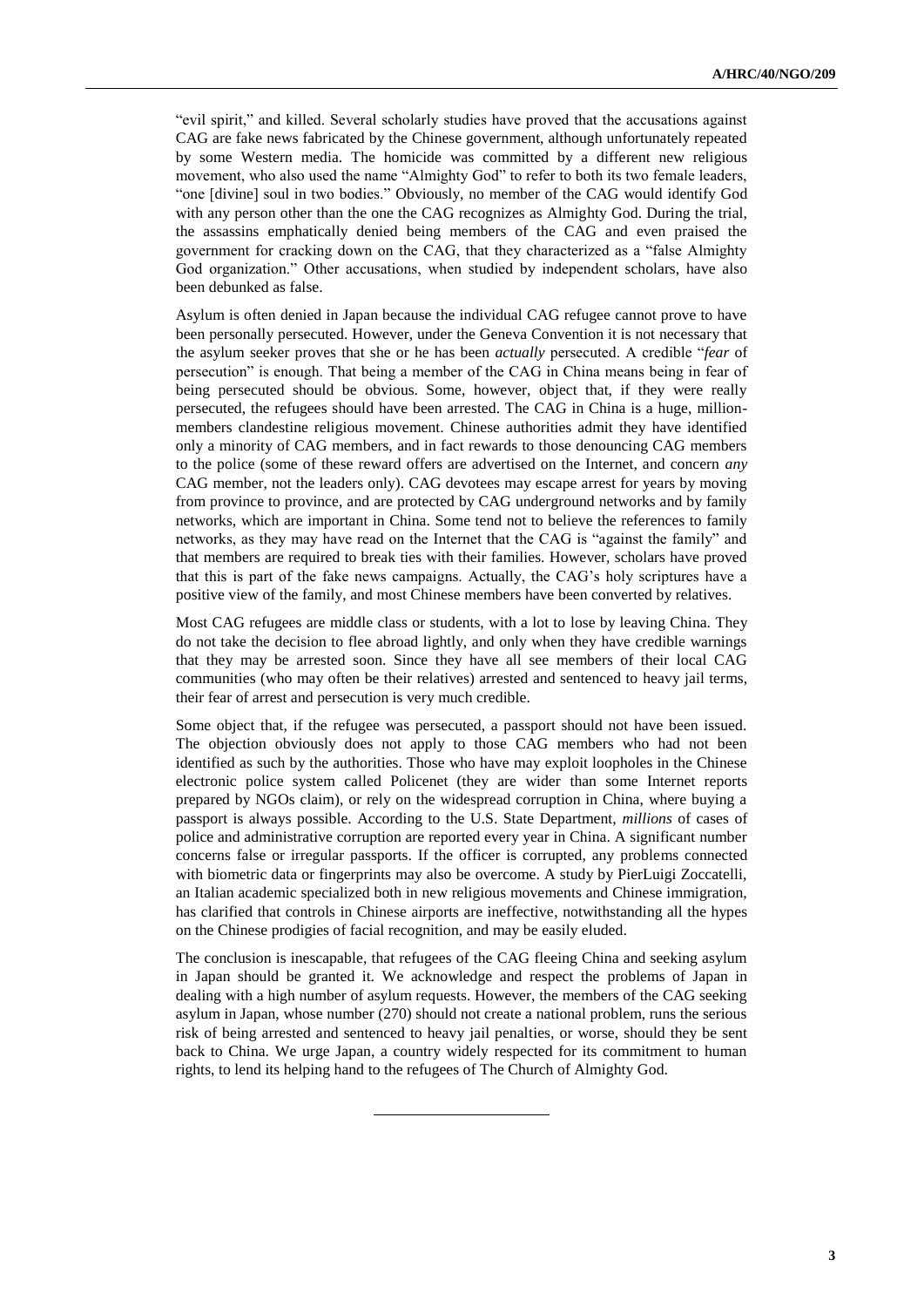"evil spirit," and killed. Several scholarly studies have proved that the accusations against CAG are fake news fabricated by the Chinese government, although unfortunately repeated by some Western media. The homicide was committed by a different new religious movement, who also used the name "Almighty God" to refer to both its two female leaders, "one [divine] soul in two bodies." Obviously, no member of the CAG would identify God with any person other than the one the CAG recognizes as Almighty God. During the trial, the assassins emphatically denied being members of the CAG and even praised the government for cracking down on the CAG, that they characterized as a "false Almighty God organization." Other accusations, when studied by independent scholars, have also been debunked as false.

Asylum is often denied in Japan because the individual CAG refugee cannot prove to have been personally persecuted. However, under the Geneva Convention it is not necessary that the asylum seeker proves that she or he has been *actually* persecuted. A credible "*fear* of persecution" is enough. That being a member of the CAG in China means being in fear of being persecuted should be obvious. Some, however, object that, if they were really persecuted, the refugees should have been arrested. The CAG in China is a huge, million-members clandestine religious movement. Chinese authorities admit they have identified only a minority of CAG members, and in fact rewards to those denouncing CAG members to the police (some of these reward offers are advertised on the Internet, and concern *any* CAG member, not the leaders only). CAG devotees may escape arrest for years by moving from province to province, and are protected by CAG underground networks and by family networks, which are important in China. Some tend not to believe the references to family networks, as they may have read on the Internet that the CAG is "against the family" and that members are required to break ties with their families. However, scholars have proved that this is part of the fake news campaigns. Actually, the CAG's holy scriptures have a positive view of the family, and most Chinese members have been converted by relatives.

Most CAG refugees are middle class or students, with a lot to lose by leaving China. They do not take the decision to flee abroad lightly, and only when they have credible warnings that they may be arrested soon. Since they have all see members of their local CAG communities (who may often be their relatives) arrested and sentenced to heavy jail terms, their fear of arrest and persecution is very much credible.

Some object that, if the refugee was persecuted, a passport should not have been issued. The objection obviously does not apply to those CAG members who had not been identified as such by the authorities. Those who have may exploit loopholes in the Chinese electronic police system called Policenet (they are wider than some Internet reports prepared by NGOs claim), or rely on the widespread corruption in China, where buying a passport is always possible. According to the U.S. State Department, *millions* of cases of police and administrative corruption are reported every year in China. A significant number concerns false or irregular passports. If the officer is corrupted, any problems connected with biometric data or fingerprints may also be overcome. A study by PierLuigi Zoccatelli, an Italian academic specialized both in new religious movements and Chinese immigration, has clarified that controls in Chinese airports are ineffective, notwithstanding all the hypes on the Chinese prodigies of facial recognition, and may be easily eluded.

The conclusion is inescapable, that refugees of the CAG fleeing China and seeking asylum in Japan should be granted it. We acknowledge and respect the problems of Japan in dealing with a high number of asylum requests. However, the members of the CAG seeking asylum in Japan, whose number (270) should not create a national problem, runs the serious risk of being arrested and sentenced to heavy jail penalties, or worse, should they be sent back to China. We urge Japan, a country widely respected for its commitment to human rights, to lend its helping hand to the refugees of The Church of Almighty God.